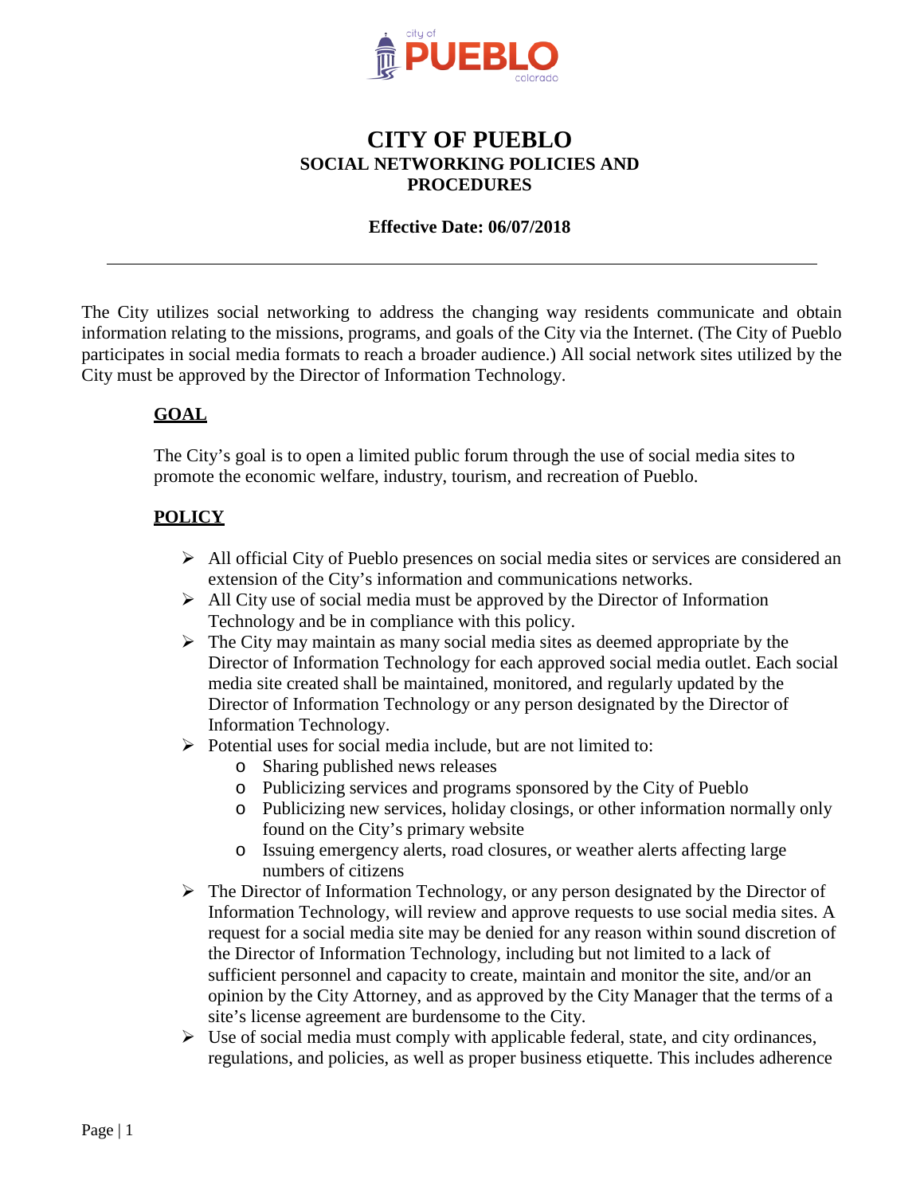# CITY OF PUEBLO

## SOCIAL NETWORKING POLICIES AND PROCEDURES

**Effective Date: 06/07/2018**

---

The City utilizes social networking to address the changing way residents communicate and obtain information relating to the missions, programs, and goals of the City via the Internet. (The City of Pueblo participates in social media formats to reach a broader audience.) All social network sites utilized by the City must be approved by the Director of Information Technology.

### GOAL

The City's goal is to open a limited public forum through the use of social media sites to promote the economic welfare, industry, tourism, and recreation of Pueblo.

### POLICY

- All official City of Pueblo presences on social media sites or services are considered an extension of the City's information and communications networks.
- All City use of social media must be approved by the Director of Information Technology and be in compliance with this policy.
- The City may maintain as many social media sites as deemed appropriate by the Director of Information Technology for each approved social media outlet. Each social media site created shall be maintained, monitored, and regularly updated by the Director of Information Technology or any person designated by the Director of Information Technology.
- Potential uses for social media include, but are not limited to:
  - Sharing published news releases
  - Publicizing services and programs sponsored by the City of Pueblo
  - Publicizing new services, holiday closings, or other information normally only found on the City's primary website
  - Issuing emergency alerts, road closures, or weather alerts affecting large numbers of citizens
- The Director of Information Technology, or any person designated by the Director of Information Technology, will review and approve requests to use social media sites. A request for a social media site may be denied for any reason within sound discretion of the Director of Information Technology, including but not limited to a lack of sufficient personnel and capacity to create, maintain and monitor the site, and/or an opinion by the City Attorney, and as approved by the City Manager that the terms of a site's license agreement are burdensome to the City.
- Use of social media must comply with applicable federal, state, and city ordinances, regulations, and policies, as well as proper business etiquette. This includes adherence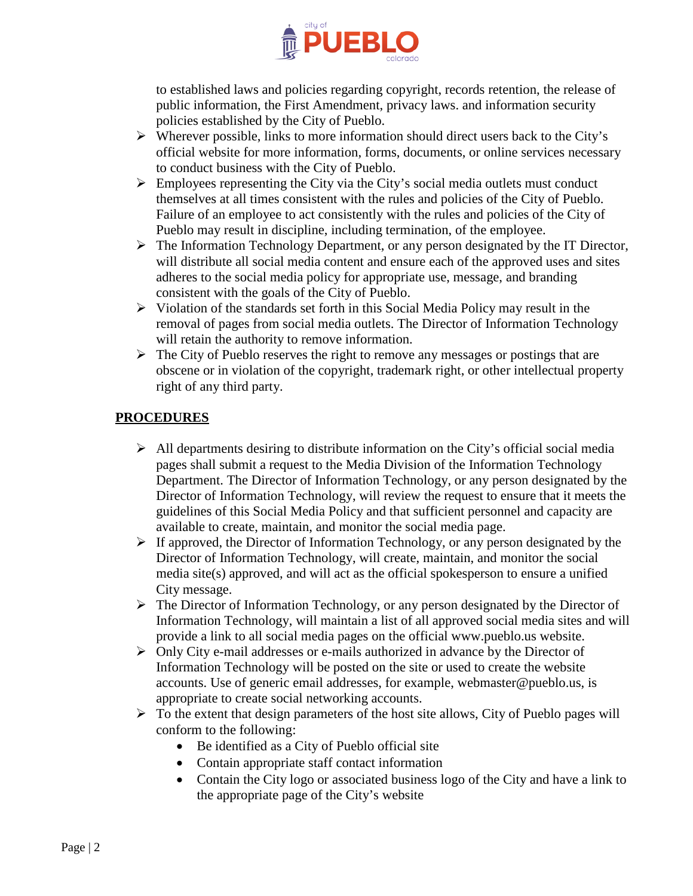to established laws and policies regarding copyright, records retention, the release of public information, the First Amendment, privacy laws. and information security policies established by the City of Pueblo.

- Wherever possible, links to more information should direct users back to the City's official website for more information, forms, documents, or online services necessary to conduct business with the City of Pueblo.
- Employees representing the City via the City's social media outlets must conduct themselves at all times consistent with the rules and policies of the City of Pueblo. Failure of an employee to act consistently with the rules and policies of the City of Pueblo may result in discipline, including termination, of the employee.
- The Information Technology Department, or any person designated by the IT Director, will distribute all social media content and ensure each of the approved uses and sites adheres to the social media policy for appropriate use, message, and branding consistent with the goals of the City of Pueblo.
- Violation of the standards set forth in this Social Media Policy may result in the removal of pages from social media outlets. The Director of Information Technology will retain the authority to remove information.
- The City of Pueblo reserves the right to remove any messages or postings that are obscene or in violation of the copyright, trademark right, or other intellectual property right of any third party.

## PROCEDURES

- All departments desiring to distribute information on the City's official social media pages shall submit a request to the Media Division of the Information Technology Department. The Director of Information Technology, or any person designated by the Director of Information Technology, will review the request to ensure that it meets the guidelines of this Social Media Policy and that sufficient personnel and capacity are available to create, maintain, and monitor the social media page.
- If approved, the Director of Information Technology, or any person designated by the Director of Information Technology, will create, maintain, and monitor the social media site(s) approved, and will act as the official spokesperson to ensure a unified City message.
- The Director of Information Technology, or any person designated by the Director of Information Technology, will maintain a list of all approved social media sites and will provide a link to all social media pages on the official www.pueblo.us website.
- Only City e-mail addresses or e-mails authorized in advance by the Director of Information Technology will be posted on the site or used to create the website accounts. Use of generic email addresses, for example, webmaster@pueblo.us, is appropriate to create social networking accounts.
- To the extent that design parameters of the host site allows, City of Pueblo pages will conform to the following:
  - Be identified as a City of Pueblo official site
  - Contain appropriate staff contact information
  - Contain the City logo or associated business logo of the City and have a link to the appropriate page of the City's website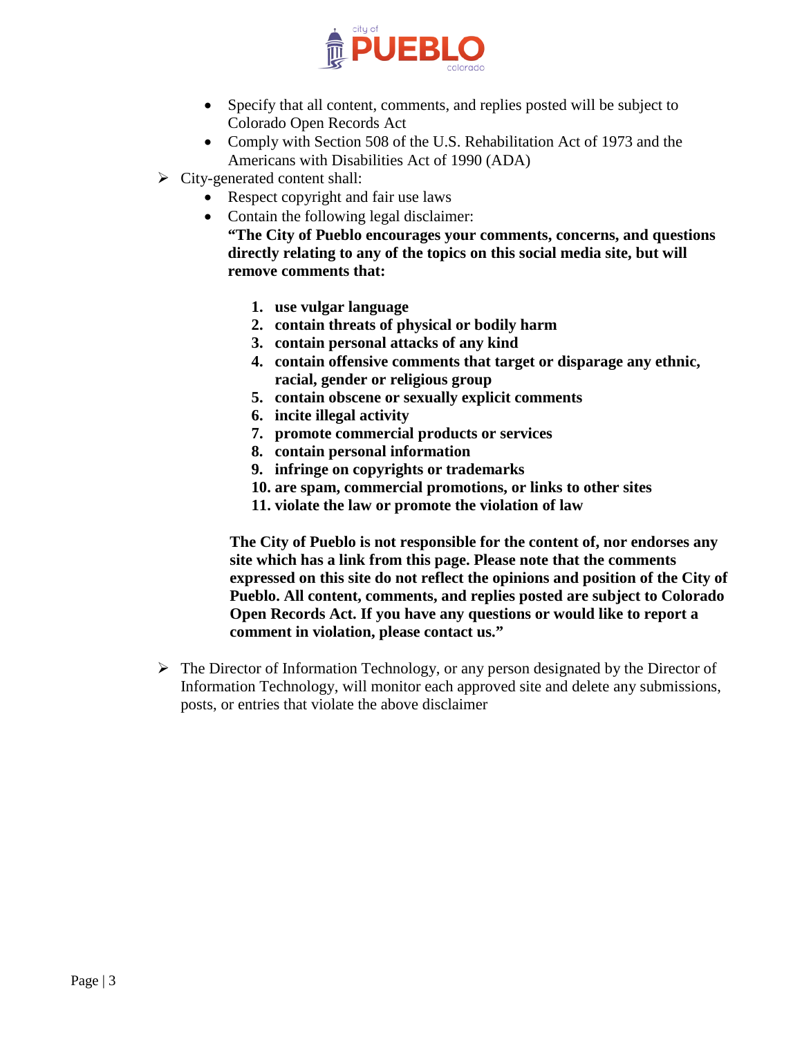- Specify that all content, comments, and replies posted will be subject to Colorado Open Records Act
- Comply with Section 508 of the U.S. Rehabilitation Act of 1973 and the Americans with Disabilities Act of 1990 (ADA)

- City-generated content shall:
  - Respect copyright and fair use laws
  - Contain the following legal disclaimer:
    **"The City of Pueblo encourages your comments, concerns, and questions directly relating to any of the topics on this social media site, but will remove comments that:**

    1. **use vulgar language**
    2. **contain threats of physical or bodily harm**
    3. **contain personal attacks of any kind**
    4. **contain offensive comments that target or disparage any ethnic, racial, gender or religious group**
    5. **contain obscene or sexually explicit comments**
    6. **incite illegal activity**
    7. **promote commercial products or services**
    8. **contain personal information**
    9. **infringe on copyrights or trademarks**
    10. **are spam, commercial promotions, or links to other sites**
    11. **violate the law or promote the violation of law**

    **The City of Pueblo is not responsible for the content of, nor endorses any site which has a link from this page. Please note that the comments expressed on this site do not reflect the opinions and position of the City of Pueblo. All content, comments, and replies posted are subject to Colorado Open Records Act. If you have any questions or would like to report a comment in violation, please contact us."**

- The Director of Information Technology, or any person designated by the Director of Information Technology, will monitor each approved site and delete any submissions, posts, or entries that violate the above disclaimer